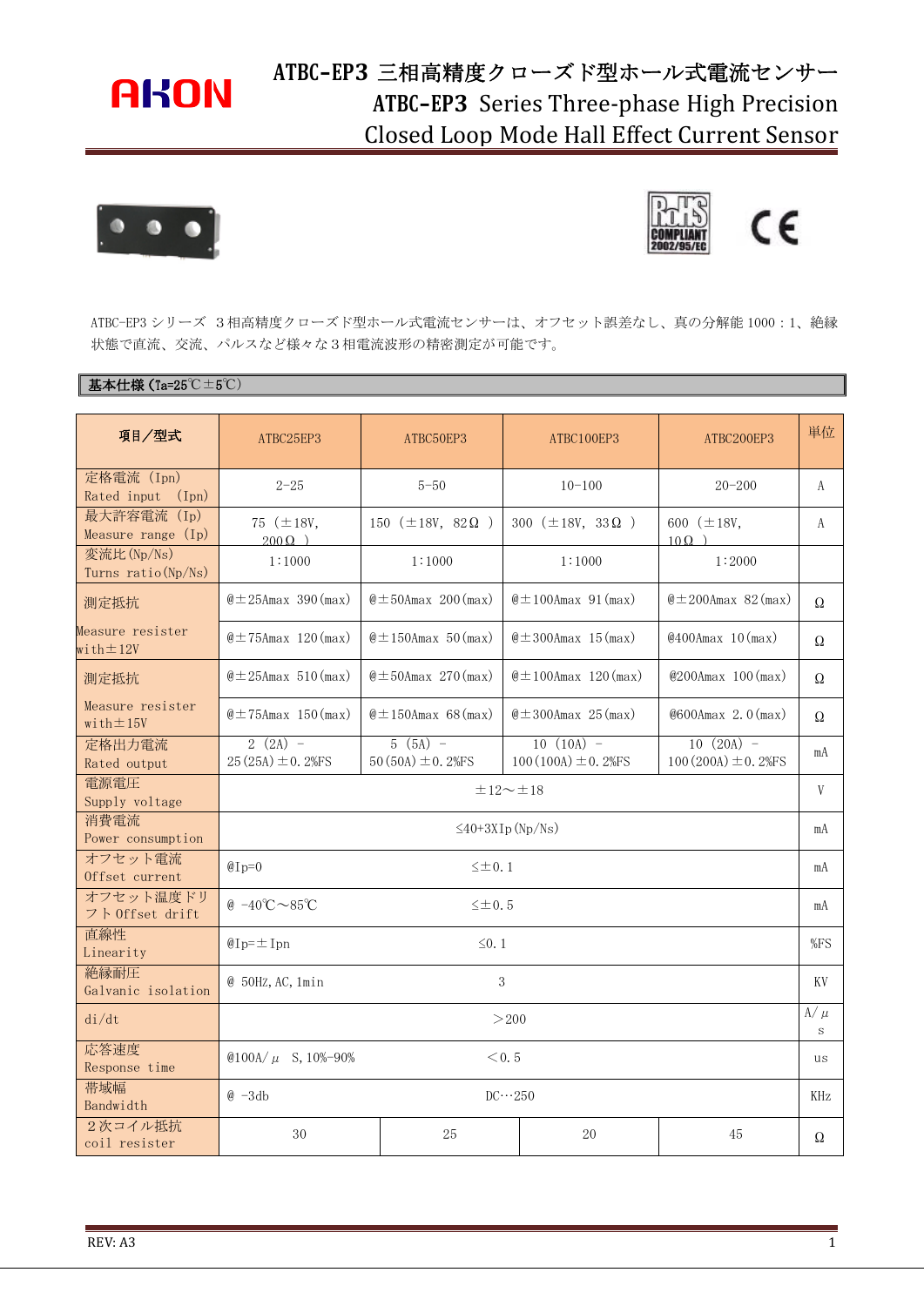# ATBC-EP3 三相高精度クローズド型ホール式電流センサー

# ATBC-EP3 Series Three-phase High Precision Closed Loop Mode Hall Effect Current Sensor

ATBC-EP3 シリーズ ３相高精度クローズド型ホール式電流センサーは、オフセット誤差なし、真の分解能 1000：1、絶縁状態で直流、交流、パルスなど様々な３相電流波形の精密測定が可能です。

## 基本仕様（Ta=25℃±5℃）

| 項目／型式 | ATBC25EP3 | ATBC50EP3 | ATBC100EP3 | ATBC200EP3 | 単位 |
|---|---|---|---|---|---|
| 定格電流 (Ipn) Rated input (Ipn) | 2-25 | 5-50 | 10-100 | 20-200 | A |
| 最大許容電流 (Ip) Measure range (Ip) | 75 (±18V, 200Ω ) | 150 (±18V, 82Ω ) | 300 (±18V, 33Ω ) | 600 (±18V, 10Ω ) | A |
| 変流比(Np/Ns) Turns ratio(Np/Ns) | 1:1000 | 1:1000 | 1:1000 | 1:2000 | |
| 測定抵抗 Measure resister with±12V | @±25Amax 390(max) | @±50Amax 200(max) | @±100Amax 91(max) | @±200Amax 82(max) | Ω |
| | @±75Amax 120(max) | @±150Amax 50(max) | @±300Amax 15(max) | @400Amax 10(max) | Ω |
| 測定抵抗 Measure resister with±15V | @±25Amax 510(max) | @±50Amax 270(max) | @±100Amax 120(max) | @200Amax 100(max) | Ω |
| | @±75Amax 150(max) | @±150Amax 68(max) | @±300Amax 25(max) | @600Amax 2.0(max) | Ω |
| 定格出力電流 Rated output | 2 (2A) – 25(25A)±0.2%FS | 5 (5A) – 50(50A)±0.2%FS | 10 (10A) – 100(100A)±0.2%FS | 10 (20A) – 100(200A)±0.2%FS | mA |
| 電源電圧 Supply voltage | ±12～±18 | | | | V |
| 消費電流 Power consumption | ≤40+3XIp(Np/Ns) | | | | mA |
| オフセット電流 Offset current | @Ip=0 ≤±0.1 | | | | mA |
| オフセット温度ドリフト Offset drift | @ -40℃～85℃ ≤±0.5 | | | | mA |
| 直線性 Linearity | @Ip=±Ipn ≤0.1 | | | | %FS |
| 絶縁耐圧 Galvanic isolation | @ 50HZ,AC,1min 3 | | | | KV |
| di/dt | ＞200 | | | | A/μs |
| 応答速度 Response time | @100A/μS,10%-90% ＜0.5 | | | | us |
| 帯域幅 Bandwidth | @ -3db DC…250 | | | | KHz |
| ２次コイル抵抗 coil resister | 30 | 25 | 20 | 45 | Ω |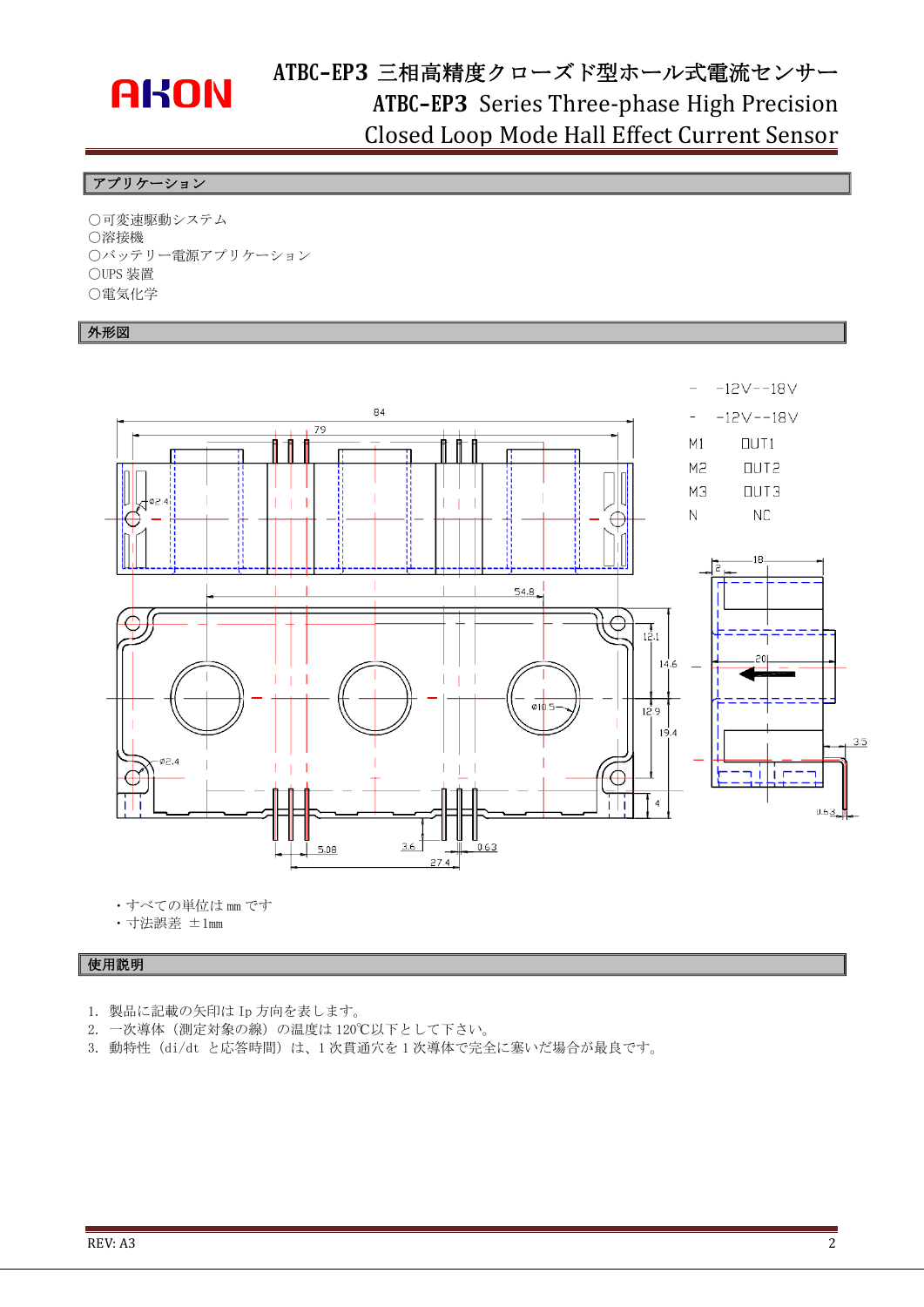# ATBC-EP3 三相高精度クローズド型ホール式電流センサー
# ATBC-EP3 Series Three-phase High Precision Closed Loop Mode Hall Effect Current Sensor

## アプリケーション

○可変速駆動システム
○溶接機
○バッテリー電源アプリケーション
○UPS 装置
○電気化学

## 外形図

| | |
|---|---|
| - | -12V--18V |
| - | -12V--18V |
| M1 | OUT1 |
| M2 | OUT2 |
| M3 | OUT3 |
| N | NC |

・すべての単位は mm です
・寸法誤差 ±1mm

## 使用説明

1. 製品に記載の矢印は Ip 方向を表します。
2. 一次導体（測定対象の線）の温度は 120℃以下として下さい。
3. 動特性（di/dt と応答時間）は、1 次貫通穴を 1 次導体で完全に塞いだ場合が最良です。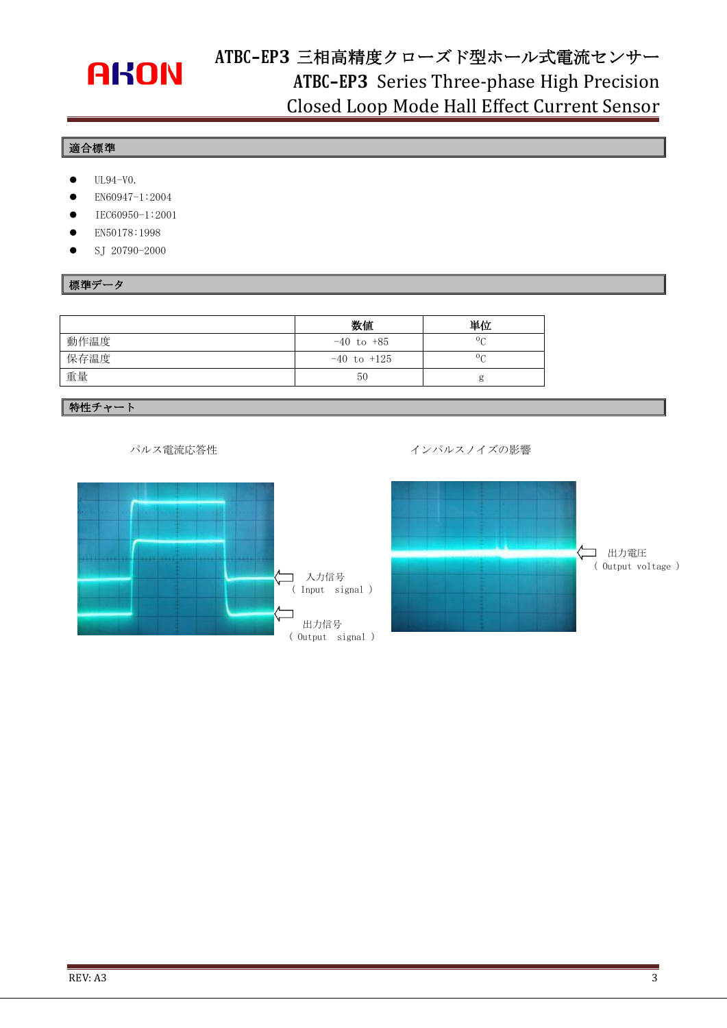## 適合標準

- UL94-V0.
- EN60947-1:2004
- IEC60950-1:2001
- EN50178:1998
- SJ 20790-2000

## 標準データ

| | 数値 | 単位 |
|---|---|---|
| 動作温度 | -40 to +85 | $^{o}C$ |
| 保存温度 | -40 to +125 | $^{o}C$ |
| 重量 | 50 | g |

## 特性チャート

パルス電流応答性

入力信号
( Input signal )

出力信号
( Output signal )

インパルスノイズの影響

出力電圧
( Output voltage )